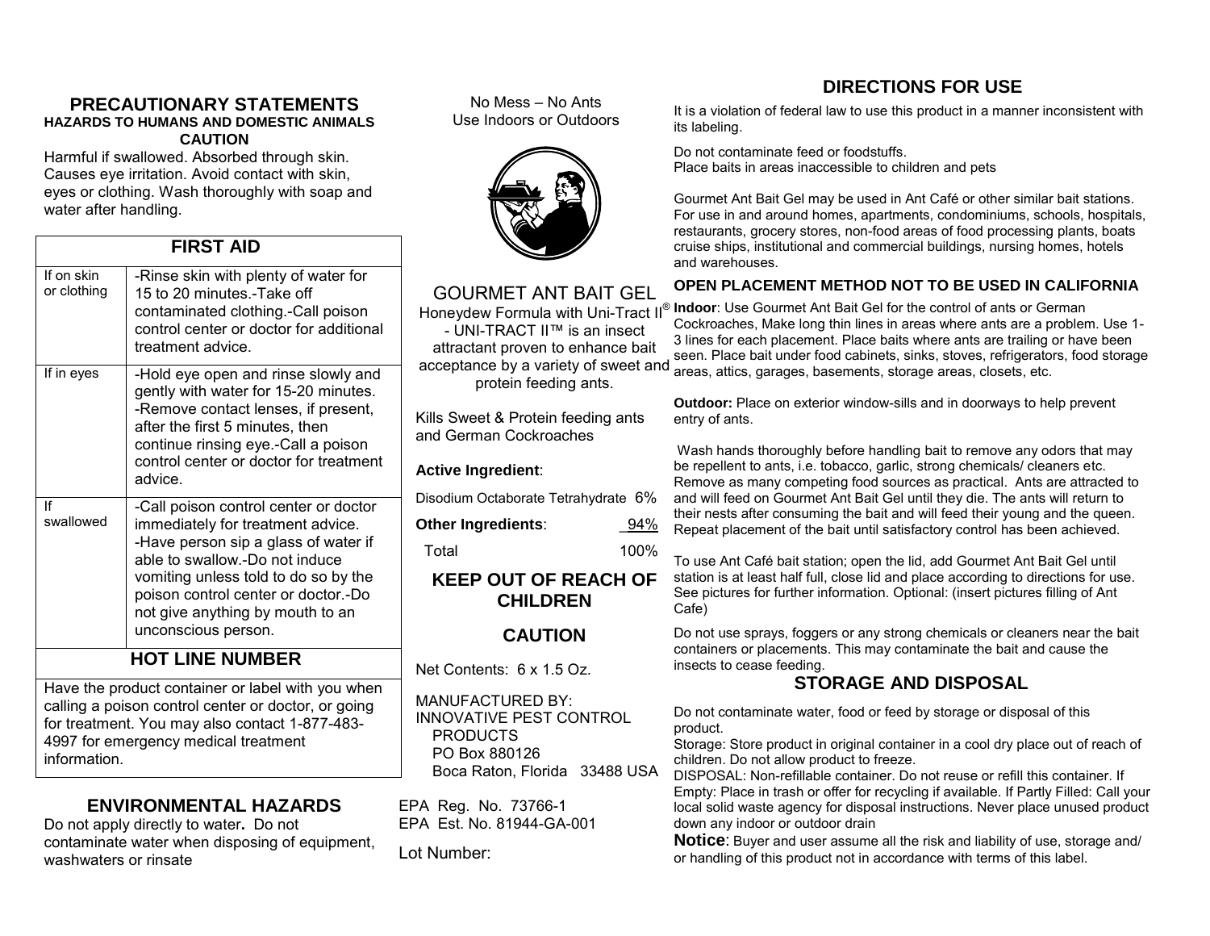## PRECAUTIONARY STATEMENTS

**HAZARDS TO HUMANS AND DOMESTIC ANIMALS**

**CAUTION**

Harmful if swallowed. Absorbed through skin. Causes eye irritation. Avoid contact with skin, eyes or clothing. Wash thoroughly with soap and water after handling.

| FIRST AID | |
|---|---|
| If on skin or clothing | -Rinse skin with plenty of water for 15 to 20 minutes.-Take off contaminated clothing.-Call poison control center or doctor for additional treatment advice. |
| If in eyes | -Hold eye open and rinse slowly and gently with water for 15-20 minutes. -Remove contact lenses, if present, after the first 5 minutes, then continue rinsing eye.-Call a poison control center or doctor for treatment advice. |
| If swallowed | -Call poison control center or doctor immediately for treatment advice. -Have person sip a glass of water if able to swallow.-Do not induce vomiting unless told to do so by the poison control center or doctor.-Do not give anything by mouth to an unconscious person. |

**HOT LINE NUMBER**

Have the product container or label with you when calling a poison control center or doctor, or going for treatment. You may also contact 1-877-483-4997 for emergency medical treatment information.

## ENVIRONMENTAL HAZARDS

Do not apply directly to water**.** Do not contaminate water when disposing of equipment, washwaters or rinsate

No Mess – No Ants
Use Indoors or Outdoors

## GOURMET ANT BAIT GEL

Honeydew Formula with Uni-Tract II® - UNI-TRACT II™ is an insect attractant proven to enhance bait acceptance by a variety of sweet and protein feeding ants.

Kills Sweet & Protein feeding ants and German Cockroaches

**Active Ingredient**:

| | |
|---|---|
| Disodium Octaborate Tetrahydrate | 6% |
| **Other Ingredients**: | 94% |
| Total | 100% |

**KEEP OUT OF REACH OF CHILDREN**

**CAUTION**

Net Contents: 6 x 1.5 Oz.

MANUFACTURED BY:
INNOVATIVE PEST CONTROL PRODUCTS
PO Box 880126
Boca Raton, Florida 33488 USA

EPA Reg. No. 73766-1
EPA Est. No. 81944-GA-001

Lot Number:

## DIRECTIONS FOR USE

It is a violation of federal law to use this product in a manner inconsistent with its labeling.

Do not contaminate feed or foodstuffs.
Place baits in areas inaccessible to children and pets

Gourmet Ant Bait Gel may be used in Ant Café or other similar bait stations. For use in and around homes, apartments, condominiums, schools, hospitals, restaurants, grocery stores, non-food areas of food processing plants, boats cruise ships, institutional and commercial buildings, nursing homes, hotels and warehouses.

**OPEN PLACEMENT METHOD NOT TO BE USED IN CALIFORNIA**

**Indoor**: Use Gourmet Ant Bait Gel for the control of ants or German Cockroaches, Make long thin lines in areas where ants are a problem. Use 1-3 lines for each placement. Place baits where ants are trailing or have been seen. Place bait under food cabinets, sinks, stoves, refrigerators, food storage areas, attics, garages, basements, storage areas, closets, etc.

**Outdoor:** Place on exterior window-sills and in doorways to help prevent entry of ants.

Wash hands thoroughly before handling bait to remove any odors that may be repellent to ants, i.e. tobacco, garlic, strong chemicals/ cleaners etc. Remove as many competing food sources as practical. Ants are attracted to and will feed on Gourmet Ant Bait Gel until they die. The ants will return to their nests after consuming the bait and will feed their young and the queen. Repeat placement of the bait until satisfactory control has been achieved.

To use Ant Café bait station; open the lid, add Gourmet Ant Bait Gel until station is at least half full, close lid and place according to directions for use. See pictures for further information. Optional: (insert pictures filling of Ant Cafe)

Do not use sprays, foggers or any strong chemicals or cleaners near the bait containers or placements. This may contaminate the bait and cause the insects to cease feeding.

## STORAGE AND DISPOSAL

Do not contaminate water, food or feed by storage or disposal of this product.
Storage: Store product in original container in a cool dry place out of reach of children. Do not allow product to freeze.
DISPOSAL: Non-refillable container. Do not reuse or refill this container. If Empty: Place in trash or offer for recycling if available. If Partly Filled: Call your local solid waste agency for disposal instructions. Never place unused product down any indoor or outdoor drain

**Notice**: Buyer and user assume all the risk and liability of use, storage and/ or handling of this product not in accordance with terms of this label.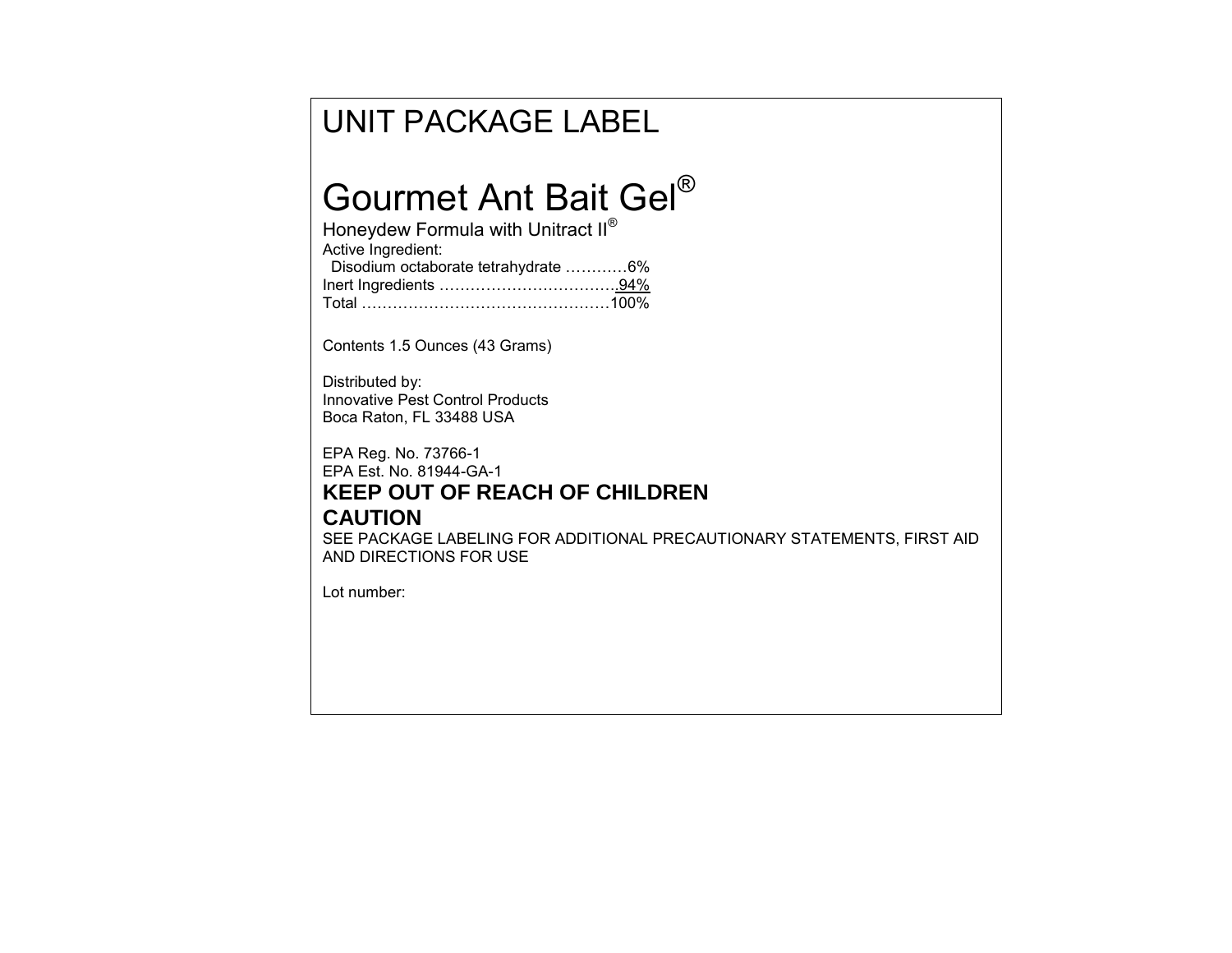# UNIT PACKAGE LABEL

# Gourmet Ant Bait Gel®

Honeydew Formula with Unitract II®

Active Ingredient:

Disodium octaborate tetrahydrate …………6%

Inert Ingredients ……………………………..94%

Total …………………………………………100%

Contents 1.5 Ounces (43 Grams)

Distributed by:
Innovative Pest Control Products
Boca Raton, FL 33488 USA

EPA Reg. No. 73766-1
EPA Est. No. 81944-GA-1

**KEEP OUT OF REACH OF CHILDREN**

**CAUTION**

SEE PACKAGE LABELING FOR ADDITIONAL PRECAUTIONARY STATEMENTS, FIRST AID AND DIRECTIONS FOR USE

Lot number: